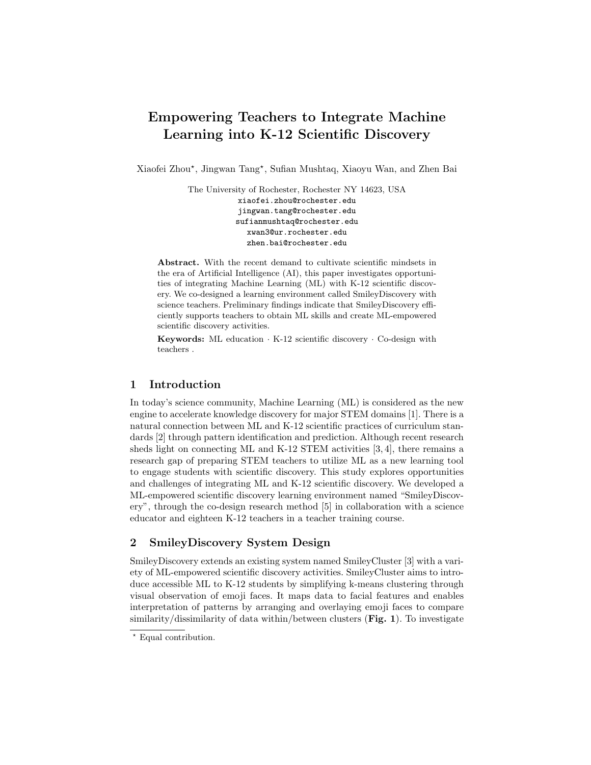# Empowering Teachers to Integrate Machine Learning into K-12 Scientific Discovery

Xiaofei Zhou*, Jingwan Tang*, Sufian Mushtaq, Xiaoyu Wan, and Zhen Bai

The University of Rochester, Rochester NY 14623, USA
xiaofei.zhou@rochester.edu
jingwan.tang@rochester.edu
sufianmushtaq@rochester.edu
xwan3@ur.rochester.edu
zhen.bai@rochester.edu

**Abstract.** With the recent demand to cultivate scientific mindsets in the era of Artificial Intelligence (AI), this paper investigates opportunities of integrating Machine Learning (ML) with K-12 scientific discovery. We co-designed a learning environment called SmileyDiscovery with science teachers. Preliminary findings indicate that SmileyDiscovery efficiently supports teachers to obtain ML skills and create ML-empowered scientific discovery activities.

**Keywords:** ML education · K-12 scientific discovery · Co-design with teachers .

## 1 Introduction

In today's science community, Machine Learning (ML) is considered as the new engine to accelerate knowledge discovery for major STEM domains [1]. There is a natural connection between ML and K-12 scientific practices of curriculum standards [2] through pattern identification and prediction. Although recent research sheds light on connecting ML and K-12 STEM activities [3, 4], there remains a research gap of preparing STEM teachers to utilize ML as a new learning tool to engage students with scientific discovery. This study explores opportunities and challenges of integrating ML and K-12 scientific discovery. We developed a ML-empowered scientific discovery learning environment named "SmileyDiscovery", through the co-design research method [5] in collaboration with a science educator and eighteen K-12 teachers in a teacher training course.

## 2 SmileyDiscovery System Design

SmileyDiscovery extends an existing system named SmileyCluster [3] with a variety of ML-empowered scientific discovery activities. SmileyCluster aims to introduce accessible ML to K-12 students by simplifying k-means clustering through visual observation of emoji faces. It maps data to facial features and enables interpretation of patterns by arranging and overlaying emoji faces to compare similarity/dissimilarity of data within/between clusters (**Fig. 1**). To investigate

* Equal contribution.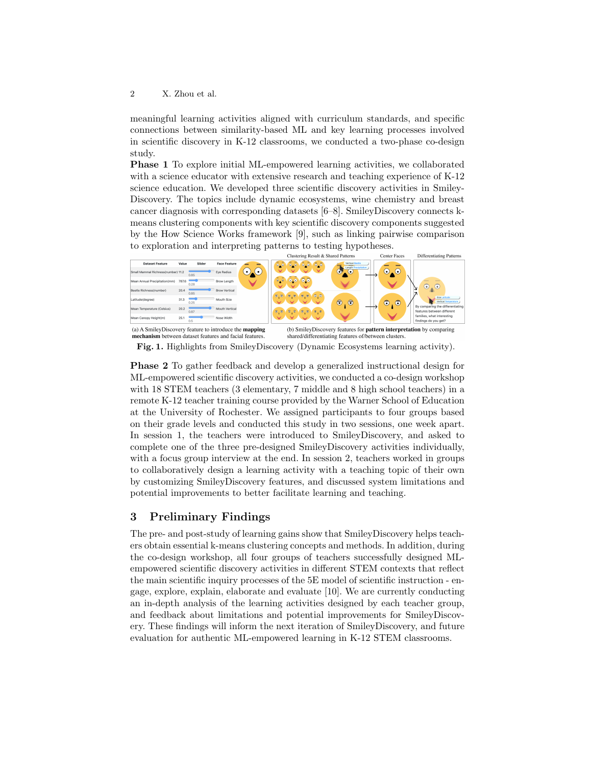meaningful learning activities aligned with curriculum standards, and specific connections between similarity-based ML and key learning processes involved in scientific discovery in K-12 classrooms, we conducted a two-phase co-design study.

**Phase 1** To explore initial ML-empowered learning activities, we collaborated with a science educator with extensive research and teaching experience of K-12 science education. We developed three scientific discovery activities in SmileyDiscovery. The topics include dynamic ecosystems, wine chemistry and breast cancer diagnosis with corresponding datasets [6–8]. SmileyDiscovery connects k-means clustering components with key scientific discovery components suggested by the How Science Works framework [9], such as linking pairwise comparison to exploration and interpreting patterns to testing hypotheses.

(a) A SmileyDiscovery feature to introduce the **mapping mechanism** between dataset features and facial features.

(b) SmileyDiscovery features for **pattern interpretation** by comparing shared/differentiating features of/between clusters.

**Fig. 1.** Highlights from SmileyDiscovery (Dynamic Ecosystems learning activity).

**Phase 2** To gather feedback and develop a generalized instructional design for ML-empowered scientific discovery activities, we conducted a co-design workshop with 18 STEM teachers (3 elementary, 7 middle and 8 high school teachers) in a remote K-12 teacher training course provided by the Warner School of Education at the University of Rochester. We assigned participants to four groups based on their grade levels and conducted this study in two sessions, one week apart. In session 1, the teachers were introduced to SmileyDiscovery, and asked to complete one of the three pre-designed SmileyDiscovery activities individually, with a focus group interview at the end. In session 2, teachers worked in groups to collaboratively design a learning activity with a teaching topic of their own by customizing SmileyDiscovery features, and discussed system limitations and potential improvements to better facilitate learning and teaching.

## 3 Preliminary Findings

The pre- and post-study of learning gains show that SmileyDiscovery helps teachers obtain essential k-means clustering concepts and methods. In addition, during the co-design workshop, all four groups of teachers successfully designed ML-empowered scientific discovery activities in different STEM contexts that reflect the main scientific inquiry processes of the 5E model of scientific instruction - engage, explore, explain, elaborate and evaluate [10]. We are currently conducting an in-depth analysis of the learning activities designed by each teacher group, and feedback about limitations and potential improvements for SmileyDiscovery. These findings will inform the next iteration of SmileyDiscovery, and future evaluation for authentic ML-empowered learning in K-12 STEM classrooms.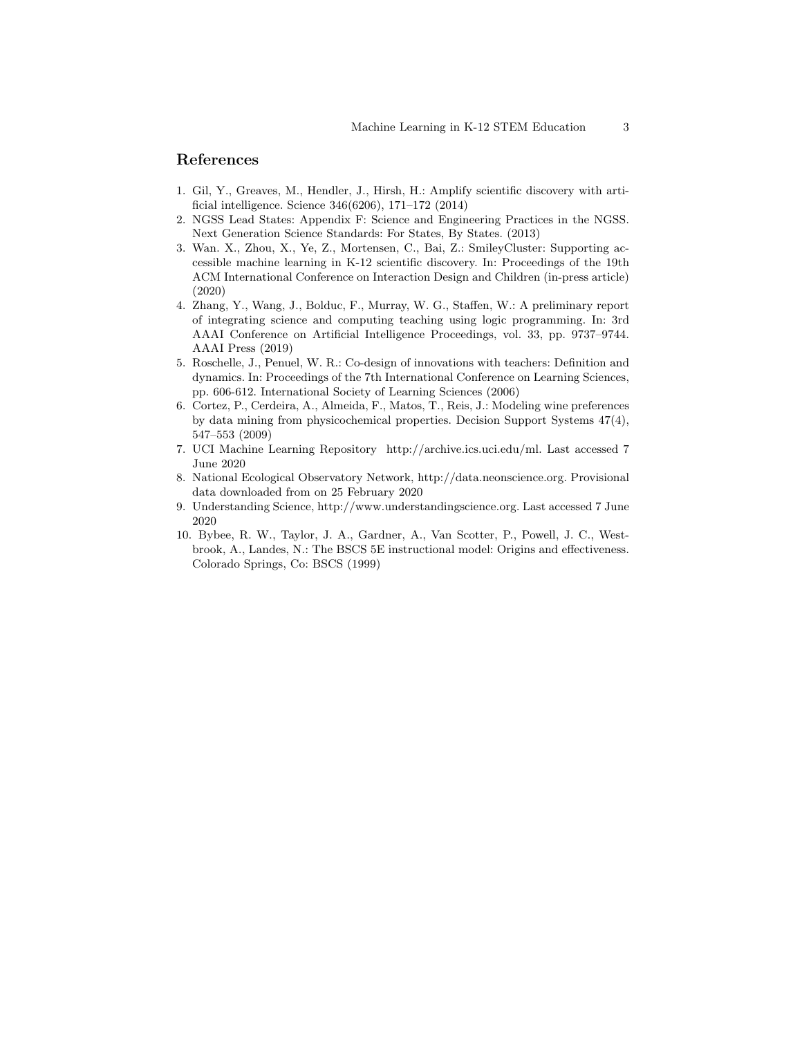## References

1. Gil, Y., Greaves, M., Hendler, J., Hirsh, H.: Amplify scientific discovery with artificial intelligence. Science 346(6206), 171–172 (2014)
2. NGSS Lead States: Appendix F: Science and Engineering Practices in the NGSS. Next Generation Science Standards: For States, By States. (2013)
3. Wan. X., Zhou, X., Ye, Z., Mortensen, C., Bai, Z.: SmileyCluster: Supporting accessible machine learning in K-12 scientific discovery. In: Proceedings of the 19th ACM International Conference on Interaction Design and Children (in-press article) (2020)
4. Zhang, Y., Wang, J., Bolduc, F., Murray, W. G., Staffen, W.: A preliminary report of integrating science and computing teaching using logic programming. In: 3rd AAAI Conference on Artificial Intelligence Proceedings, vol. 33, pp. 9737–9744. AAAI Press (2019)
5. Roschelle, J., Penuel, W. R.: Co-design of innovations with teachers: Definition and dynamics. In: Proceedings of the 7th International Conference on Learning Sciences, pp. 606-612. International Society of Learning Sciences (2006)
6. Cortez, P., Cerdeira, A., Almeida, F., Matos, T., Reis, J.: Modeling wine preferences by data mining from physicochemical properties. Decision Support Systems 47(4), 547–553 (2009)
7. UCI Machine Learning Repository http://archive.ics.uci.edu/ml. Last accessed 7 June 2020
8. National Ecological Observatory Network, http://data.neonscience.org. Provisional data downloaded from on 25 February 2020
9. Understanding Science, http://www.understandingscience.org. Last accessed 7 June 2020
10. Bybee, R. W., Taylor, J. A., Gardner, A., Van Scotter, P., Powell, J. C., Westbrook, A., Landes, N.: The BSCS 5E instructional model: Origins and effectiveness. Colorado Springs, Co: BSCS (1999)